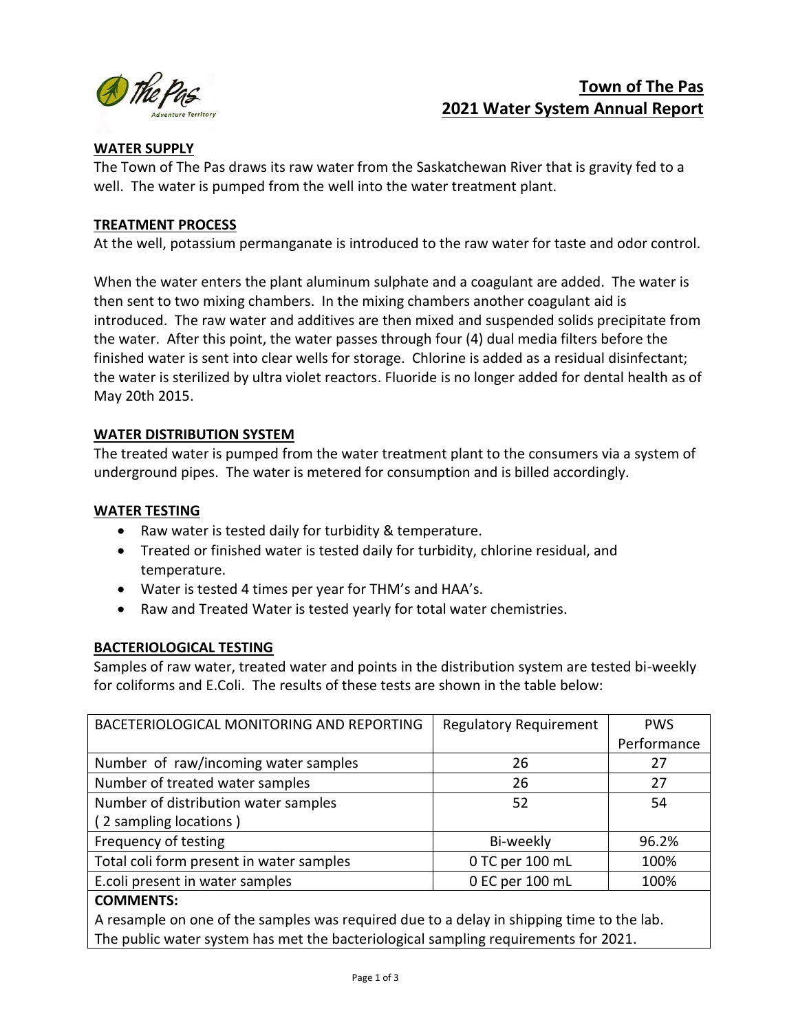# Town of The Pas
# 2021 Water System Annual Report

## WATER SUPPLY

The Town of The Pas draws its raw water from the Saskatchewan River that is gravity fed to a well. The water is pumped from the well into the water treatment plant.

## TREATMENT PROCESS

At the well, potassium permanganate is introduced to the raw water for taste and odor control.

When the water enters the plant aluminum sulphate and a coagulant are added. The water is then sent to two mixing chambers. In the mixing chambers another coagulant aid is introduced. The raw water and additives are then mixed and suspended solids precipitate from the water. After this point, the water passes through four (4) dual media filters before the finished water is sent into clear wells for storage. Chlorine is added as a residual disinfectant; the water is sterilized by ultra violet reactors. Fluoride is no longer added for dental health as of May 20th 2015.

## WATER DISTRIBUTION SYSTEM

The treated water is pumped from the water treatment plant to the consumers via a system of underground pipes. The water is metered for consumption and is billed accordingly.

## WATER TESTING

- Raw water is tested daily for turbidity & temperature.
- Treated or finished water is tested daily for turbidity, chlorine residual, and temperature.
- Water is tested 4 times per year for THM's and HAA's.
- Raw and Treated Water is tested yearly for total water chemistries.

## BACTERIOLOGICAL TESTING

Samples of raw water, treated water and points in the distribution system are tested bi-weekly for coliforms and E.Coli. The results of these tests are shown in the table below:

| BACETERIOLOGICAL MONITORING AND REPORTING | Regulatory Requirement | PWS Performance |
|---|---|---|
| Number of raw/incoming water samples | 26 | 27 |
| Number of treated water samples | 26 | 27 |
| Number of distribution water samples ( 2 sampling locations ) | 52 | 54 |
| Frequency of testing | Bi-weekly | 96.2% |
| Total coli form present in water samples | 0 TC per 100 mL | 100% |
| E.coli present in water samples | 0 EC per 100 mL | 100% |

**COMMENTS:**

A resample on one of the samples was required due to a delay in shipping time to the lab. The public water system has met the bacteriological sampling requirements for 2021.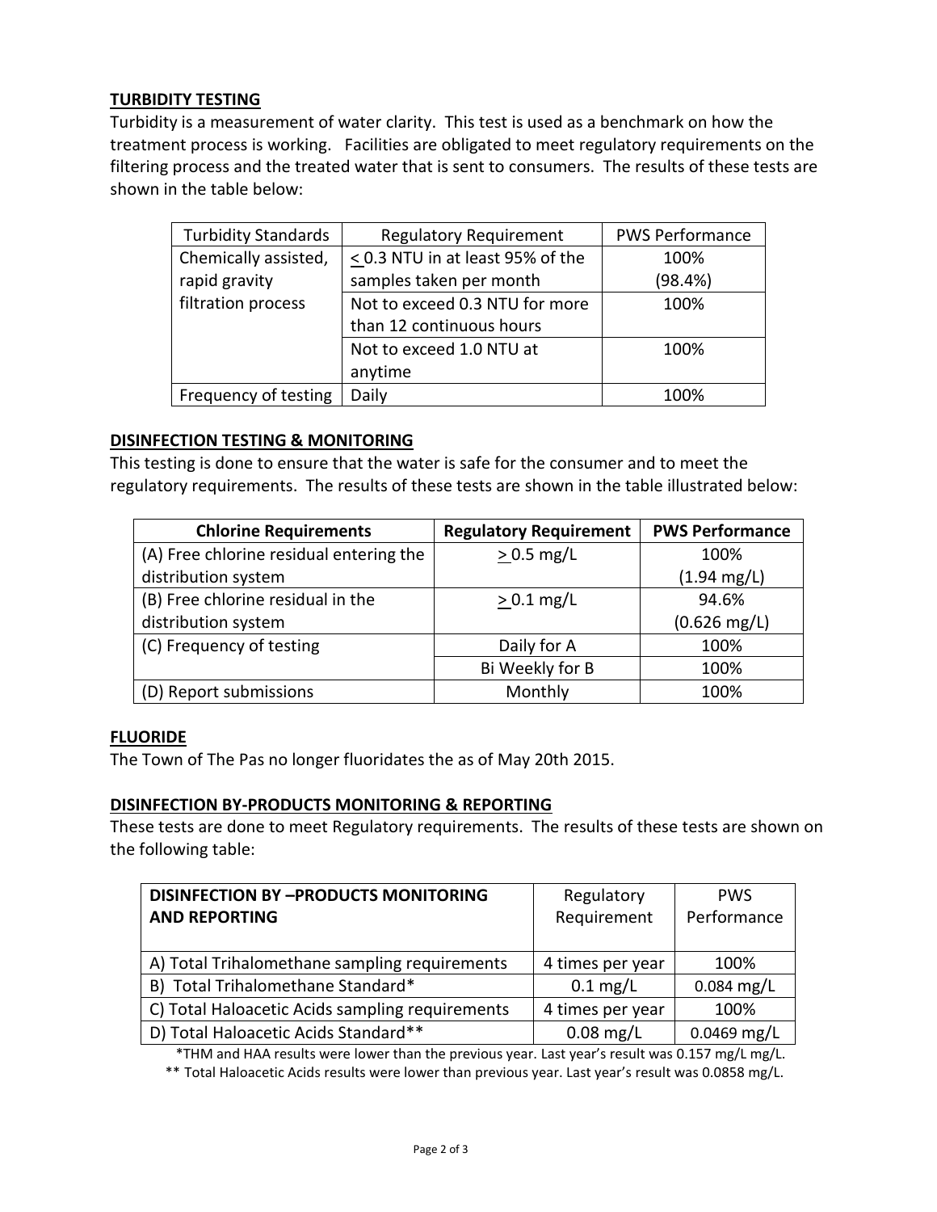**TURBIDITY TESTING**

Turbidity is a measurement of water clarity. This test is used as a benchmark on how the treatment process is working. Facilities are obligated to meet regulatory requirements on the filtering process and the treated water that is sent to consumers. The results of these tests are shown in the table below:

| Turbidity Standards | Regulatory Requirement | PWS Performance |
|---|---|---|
| Chemically assisted, rapid gravity filtration process | ≤ 0.3 NTU in at least 95% of the samples taken per month | 100% (98.4%) |
| | Not to exceed 0.3 NTU for more than 12 continuous hours | 100% |
| | Not to exceed 1.0 NTU at anytime | 100% |
| Frequency of testing | Daily | 100% |

**DISINFECTION TESTING & MONITORING**

This testing is done to ensure that the water is safe for the consumer and to meet the regulatory requirements. The results of these tests are shown in the table illustrated below:

| Chlorine Requirements | Regulatory Requirement | PWS Performance |
|---|---|---|
| (A) Free chlorine residual entering the distribution system | ≥ 0.5 mg/L | 100% (1.94 mg/L) |
| (B) Free chlorine residual in the distribution system | ≥ 0.1 mg/L | 94.6% (0.626 mg/L) |
| (C) Frequency of testing | Daily for A | 100% |
| | Bi Weekly for B | 100% |
| (D) Report submissions | Monthly | 100% |

**FLUORIDE**

The Town of The Pas no longer fluoridates the as of May 20th 2015.

**DISINFECTION BY-PRODUCTS MONITORING & REPORTING**

These tests are done to meet Regulatory requirements. The results of these tests are shown on the following table:

| DISINFECTION BY –PRODUCTS MONITORING AND REPORTING | Regulatory Requirement | PWS Performance |
|---|---|---|
| A) Total Trihalomethane sampling requirements | 4 times per year | 100% |
| B) Total Trihalomethane Standard* | 0.1 mg/L | 0.084 mg/L |
| C) Total Haloacetic Acids sampling requirements | 4 times per year | 100% |
| D) Total Haloacetic Acids Standard** | 0.08 mg/L | 0.0469 mg/L |

*THM and HAA results were lower than the previous year. Last year's result was 0.157 mg/L mg/L.

** Total Haloacetic Acids results were lower than previous year. Last year's result was 0.0858 mg/L.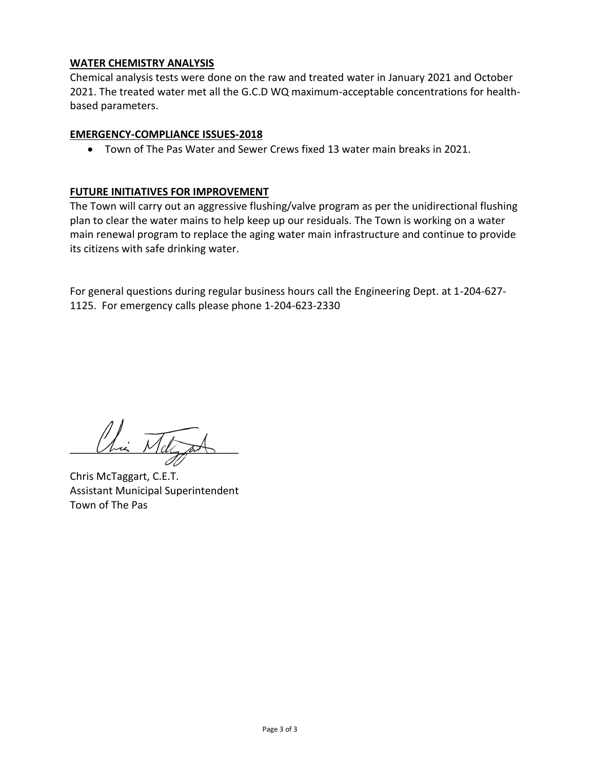## WATER CHEMISTRY ANALYSIS

Chemical analysis tests were done on the raw and treated water in January 2021 and October 2021. The treated water met all the G.C.D WQ maximum-acceptable concentrations for health-based parameters.

## EMERGENCY-COMPLIANCE ISSUES-2018

- Town of The Pas Water and Sewer Crews fixed 13 water main breaks in 2021.

## FUTURE INITIATIVES FOR IMPROVEMENT

The Town will carry out an aggressive flushing/valve program as per the unidirectional flushing plan to clear the water mains to help keep up our residuals. The Town is working on a water main renewal program to replace the aging water main infrastructure and continue to provide its citizens with safe drinking water.

For general questions during regular business hours call the Engineering Dept. at 1-204-627-1125. For emergency calls please phone 1-204-623-2330

Chris McTaggart, C.E.T.
Assistant Municipal Superintendent
Town of The Pas